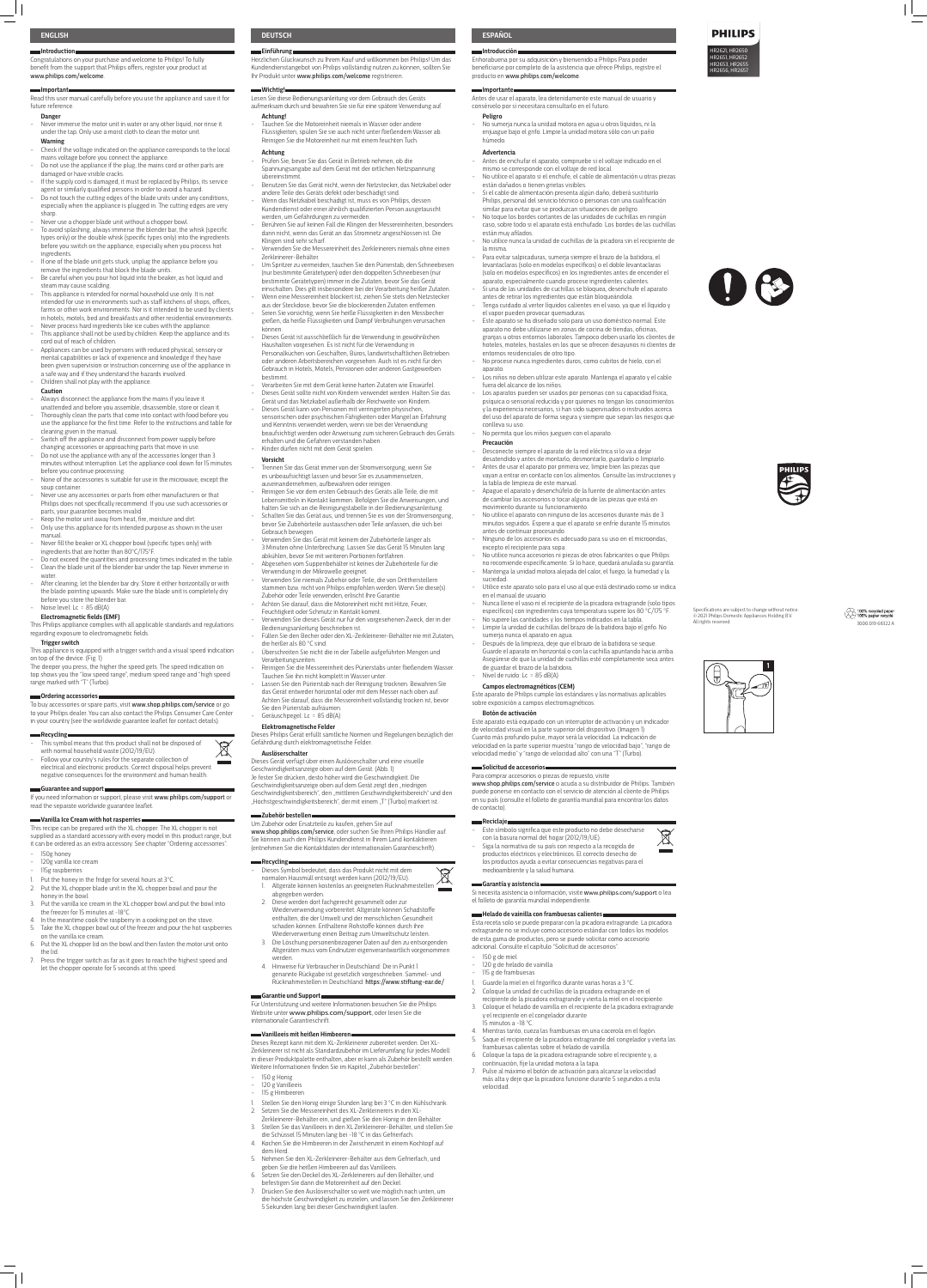# ENGLISH

## Introduction

Congratulations on your purchase and welcome to Philips! To fully benefit from the support that Philips offers, register your product at **www.philips.com/welcome**.

## Important

Read this user manual carefully before you use the appliance and save it for future reference.

### Danger

- Never immerse the motor unit in water or any other liquid, nor rinse it under the tap. Only use a moist cloth to clean the motor unit.

### Warning

- Check if the voltage indicated on the appliance corresponds to the local mains voltage before you connect the appliance.
- Do not use the appliance if the plug, the mains cord or other parts are damaged or have visible cracks.
- If the supply cord is damaged, it must be replaced by Philips, its service agent or similarly qualified persons in order to avoid a hazard.
- Do not touch the cutting edges of the blade units under any conditions, especially when the appliance is plugged in. The cutting edges are very sharp.
- Never use a chopper blade unit without a chopper bowl.
- To avoid splashing, always immerse the blender bar, the whisk (specific types only) or the double whisk (specific types only) into the ingredients before you switch on the appliance, especially when you process hot ingredients.
- If one of the blade unit gets stuck, unplug the appliance before you remove the ingredients that block the blade units.
- Be careful when you pour hot liquid into the beaker, as hot liquid and steam may cause scalding.
- This appliance is intended for normal household use only. It is not intended for use in environments such as staff kitchens of shops, offices, farms or other work environments. Nor is it intended to be used by clients in hotels, motels, bed and breakfasts and other residential environments.
- Never process hard ingredients like ice cubes with the appliance.
- This appliance shall not be used by children. Keep the appliance and its cord out of reach of children.
- Appliances can be used by persons with reduced physical, sensory or mental capabilities or lack of experience and knowledge if they have been given supervision or instruction concerning use of the appliance in a safe way and if they understand the hazards involved.
- Children shall not play with the appliance.

### Caution

- Always disconnect the appliance from the mains if you leave it unattended and before you assemble, disassemble, store or clean it.
- Thoroughly clean the parts that come into contact with food before you use the appliance for the first time. Refer to the instructions and table for cleaning given in the manual.
- Switch off the appliance and disconnect from power supply before changing accessories or approaching parts that move in use.
- Do not use the appliance with any of the accessories longer than 3 minutes without interruption. Let the appliance cool down for 15 minutes before you continue processing.
- None of the accessories is suitable for use in the microwave, except the soup container.
- Never use any accessories or parts from other manufacturers or that Philips does not specifically recommend. If you use such accessories or parts, your guarantee becomes invalid.
- Keep the motor unit away from heat, fire, moist and dirt.
- Only use this appliance for its intended purpose as shown in the user manual.
- Never fill the beaker or XL chopper bowl (specific types only) with ingredients that are hotter than 80°C/175°F.
- Do not exceed the quantities and processing times indicated in the table.
- Clean the blade unit of the blender bar under the tap. Never immerse in water.
- After cleaning, let the blender bar dry. Store it either horizontally or with the blade pointing upwards. Make sure the blade unit is completely dry before you store the blender bar.
- Noise level: Lc = 85 dB(A)

### Electromagnetic fields (EMF)

This Philips appliance complies with all applicable standards and regulations regarding exposure to electromagnetic fields.

### Trigger switch

This appliance is equipped with a trigger switch and a visual speed indication on top of the device. (Fig. 1)

The deeper you press, the higher the speed gets. The speed indication on top shows you the "low speed range", medium speed range and "high speed range marked with "T" (Turbo).

## Ordering accessories

To buy accessories or spare parts, visit **www.shop.philips.com/service** or go to your Philips dealer. You can also contact the Philips Consumer Care Center in your country (see the worldwide guarantee leaflet for contact details).

## Recycling

- This symbol means that this product shall not be disposed of with normal household waste (2012/19/EU).
- Follow your country's rules for the separate collection of electrical and electronic products. Correct disposal helps prevent negative consequences for the environment and human health.

## Guarantee and support

If you need information or support, please visit **www.philips.com/support** or read the separate worldwide guarantee leaflet.

## Vanilla Ice Cream with hot rasperries

This recipe can be prepared with the XL chopper. The XL chopper is not supplied as a standard accessory with every model in this product range, but it can be ordered as an extra accessory. See chapter "Ordering accessories".

- 150g honey
- 120g vanilla ice cream
- 115g raspberries

1. Put the honey in the fridge for several hours at 3°C.
2. Put the XL chopper blade unit in the XL chopper bowl and pour the honey in the bowl.
3. Put the vanilla ice cream in the XL chopper bowl and put the bowl into the freezer for 15 minutes at -18°C.
4. In the meantime cook the raspberry in a cooking pot on the stove.
5. Take the XL chopper bowl out of the freezer and pour the hot raspberries on the vanilla ice cream.
6. Put the XL chopper lid on the bowl and then fasten the motor unit onto the lid.
7. Press the trigger switch as far as it goes to reach the highest speed and let the chopper operate for 5 seconds at this speed.

# DEUTSCH

## Einführung

Herzlichen Glückwunsch zu Ihrem Kauf und willkommen bei Philips! Um das Kundendienstangebot von Philips vollständig nutzen zu können, sollten Sie Ihr Produkt unter **www.philips.com/welcome** registrieren.

## Wichtig!

Lesen Sie diese Bedienungsanleitung vor dem Gebrauch des Geräts aufmerksam durch und bewahren Sie sie für eine spätere Verwendung auf.

### Achtung!

- Tauchen Sie die Motoreinheit niemals in Wasser oder andere Flüssigkeiten; spülen Sie sie auch nicht unter fließendem Wasser ab. Reinigen Sie die Motoreinheit nur mit einem feuchten Tuch.

### Achtung

- Prüfen Sie, bevor Sie das Gerät in Betrieb nehmen, ob die Spannungsangabe auf dem Gerät mit der örtlichen Netzspannung übereinstimmt.
- Benutzen Sie das Gerät nicht, wenn der Netzstecker, das Netzkabel oder andere Teile des Geräts defekt oder beschädigt sind.
- Wenn das Netzkabel beschädigt ist, muss es von Philips, dessen Kundendienst oder einer ähnlich qualifizierten Person ausgetauscht werden, um Gefährdungen zu vermeiden.
- Berühren Sie auf keinen Fall die Klingen der Messereinheiten, besonders dann nicht, wenn das Gerät an das Stromnetz angeschlossen ist. Die Klingen sind sehr scharf.
- Verwenden Sie die Messereinheit des Zerkleinerers niemals ohne einen Zerkleinerer-Behälter.
- Um Spritzer zu vermeiden, tauchen Sie den Pürierstab, den Schneebesen (nur bestimmte Gerätetypen) oder den doppelten Schneebesen (nur bestimmte Gerätetypen) immer in die Zutaten, bevor Sie das Gerät einschalten. Dies gilt insbesondere bei der Verarbeitung heißer Zutaten.
- Wenn eine Messereinheit blockiert ist, ziehen Sie stets den Netzstecker aus der Steckdose, bevor Sie die blockierenden Zutaten entfernen.
- Seien Sie vorsichtig, wenn Sie heiße Flüssigkeiten in den Messbecher gießen, da heiße Flüssigkeiten und Dampf Verbrühungen verursachen können.
- Dieses Gerät ist ausschließlich für die Verwendung in gewöhnlichen Haushalten vorgesehen. Es ist nicht für die Verwendung in Personalküchen von Geschäften, Büros, landwirtschaftlichen Betrieben oder anderen Arbeitsbereichen vorgesehen. Auch ist es nicht für den Gebrauch in Hotels, Motels, Pensionen oder anderen Gastgewerben bestimmt.
- Verarbeiten Sie mit dem Gerät keine harten Zutaten wie Eiswürfel.
- Dieses Gerät sollte nicht von Kindern verwendet werden. Halten Sie das Gerät und das Netzkabel außerhalb der Reichweite von Kindern.
- Dieses Gerät kann von Personen mit verringerten physischen, sensorischen oder psychischen Fähigkeiten oder Mangel an Erfahrung und Kenntnis verwendet werden, wenn sie bei der Verwendung beaufsichtigt werden oder Anweisung zum sicheren Gebrauch des Geräts erhalten und die Gefahren verstanden haben.
- Kinder dürfen nicht mit dem Gerät spielen.

### Vorsicht

- Trennen Sie das Gerät immer von der Stromversorgung, wenn Sie es unbeaufsichtigt lassen und bevor Sie es zusammensetzen, auseinandernehmen, aufbewahren oder reinigen.
- Reinigen Sie vor dem ersten Gebrauch des Geräts alle Teile, die mit Lebensmitteln in Kontakt kommen. Befolgen Sie die Anweisungen, und halten Sie sich an die Reinigungstabelle in der Bedienungsanleitung.
- Schalten Sie das Gerät aus, und trennen Sie es von der Stromversorgung, bevor Sie Zubehörteile austauschen oder Teile anfassen, die sich bei Gebrauch bewegen.
- Verwenden Sie das Gerät mit keinem der Zubehörteile länger als 3 Minuten ohne Unterbrechung. Lassen Sie das Gerät 15 Minuten lang abkühlen, bevor Sie mit weiteren Portionen fortfahren.
- Abgesehen vom Suppenbehälter ist keines der Zubehörteile für die Verwendung in der Mikrowelle geeignet.
- Verwenden Sie niemals Zubehör oder Teile, die von Drittherstellern stammen bzw. nicht von Philips empfohlen werden. Wenn Sie diese(s) Zubehör oder Teile verwenden, erlischt Ihre Garantie.
- Achten Sie darauf, dass die Motoreinheit nicht mit Hitze, Feuer, Feuchtigkeit oder Schmutz in Kontakt kommt.
- Verwenden Sie dieses Gerät nur für den vorgesehenen Zweck, der in der Bedienungsanleitung beschrieben ist.
- Füllen Sie den Becher oder den XL-Zerkleinerer-Behälter nie mit Zutaten, die heißer als 80 °C sind.
- Überschreiten Sie nicht die in der Tabelle aufgeführten Mengen und Verarbeitungszeiten.
- Reinigen Sie die Messereinheit des Pürierstabs unter fließendem Wasser. Tauchen Sie ihn nicht komplett in Wasser unter.
- Lassen Sie den Pürierstab nach der Reinigung trocknen. Bewahren Sie das Gerät entweder horizontal oder mit dem Messer nach oben auf. Achten Sie darauf, dass die Messereinheit vollständig trocken ist, bevor Sie den Pürierstab aufräumen.
- Geräuschpegel: Lc = 85 dB(A)

### Elektromagnetische Felder

Dieses Philips Gerät erfüllt sämtliche Normen und Regelungen bezüglich der Gefährdung durch elektromagnetische Felder.

### Auslöserschalter

Dieses Gerät verfügt über einen Auslöseschalter und eine visuelle Geschwindigkeitsanzeige oben auf dem Gerät. (Abb. 1)

Je fester Sie drücken, desto höher wird die Geschwindigkeit. Die Geschwindigkeitsanzeige oben auf dem Gerät zeigt den „niedrigen Geschwindigkeitsbereich", den „mittleren Geschwindigkeitsbereich" und den „Höchstgeschwindigkeitsbereich", der mit einem „T" (Turbo) markiert ist.

## Zubehör bestellen

Um Zubehör oder Ersatzteile zu kaufen, gehen Sie auf **www.shop.philips.com/service**, oder suchen Sie Ihren Philips Händler auf. Sie können auch den Philips Kundendienst in Ihrem Land kontaktieren (entnehmen Sie die Kontaktdaten der internationalen Garantieschrift).

## Recycling

- Dieses Symbol bedeutet, dass das Produkt nicht mit dem normalen Hausmüll entsorgt werden kann (2012/19/EU).
  1. Altgeräte können kostenlos an geeigneten Rücknahmestellen abgegeben werden.
  2. Diese werden dort fachgerecht gesammelt oder zur Wiederverwendung vorbereitet. Altgeräte können Schadstoffe enthalten, die der Umwelt und der menschlichen Gesundheit schaden können. Enthaltene Rohstoffe können durch ihre Wiederverwertung einen Beitrag zum Umweltschutz leisten.
  3. Die Löschung personenbezogener Daten auf den zu entsorgenden Altgeräten muss vom Endnutzer eigenverantwortlich vorgenommen werden.
  4. Hinweise für Verbraucher in Deutschland: Die in Punkt 1 genannte Rückgabe ist gesetzlich vorgeschrieben. Sammel- und Rücknahmestellen in Deutschland: **https://www.stiftung-ear.de/**

## Garantie und Support

Für Unterstützung und weitere Informationen besuchen Sie die Philips Website unter **www.philips.com/support**, oder lesen Sie die internationale Garantieschrift.

## Vanilleeis mit heißen Himbeeren

Dieses Rezept kann mit dem XL-Zerkleinerer zubereitet werden. Der XL-Zerkleinerer ist nicht als Standardzubehör im Lieferumfang für jedes Modell in dieser Produktpalette enthalten, aber er kann als Zubehör bestellt werden. Weitere Informationen finden Sie im Kapitel „Zubehör bestellen".

- 150 g Honig
- 120 g Vanilleeis
- 115 g Himbeeren

1. Stellen Sie den Honig einige Stunden lang bei 3 °C in den Kühlschrank.
2. Setzen Sie die Messereinheit des XL-Zerkleinerers in den XL-Zerkleinerer-Behälter ein, und gießen Sie den Honig in den Behälter.
3. Stellen Sie das Vanilleeis in den XL Zerkleinerer-Behälter, und stellen Sie die Schüssel 15 Minuten lang bei -18 °C in das Gefrierfach.
4. Kochen Sie die Himbeeren in der Zwischenzeit in einem Kochtopf auf dem Herd.
5. Nehmen Sie den XL-Zerkleinerer-Behälter aus dem Gefrierfach, und geben Sie die heißen Himbeeren auf das Vanilleeis.
6. Setzen Sie den Deckel des XL-Zerkleinerers auf den Behälter, und befestigen Sie dann die Motoreinheit auf dem Deckel.
7. Drücken Sie den Auslöseschalter so weit wie möglich nach unten, um die höchste Geschwindigkeit zu erzielen, und lassen Sie den Zerkleinerer 5 Sekunden lang bei dieser Geschwindigkeit laufen.

# ESPAÑOL

## Introducción

Enhorabuena por su adquisición y bienvenido a Philips Para poder beneficiarse por completo de la asistencia que ofrece Philips, registre el producto en **www.philips.com/welcome**.

## Importante

Antes de usar el aparato, lea detenidamente este manual de usuario y consérvelo por si necesitara consultarlo en el futuro.

### Peligro

- No sumerja nunca la unidad motora en agua u otros líquidos, ni la enjuague bajo el grifo. Limpie la unidad motora sólo con un paño húmedo.

### Advertencia

- Antes de enchufar el aparato, compruebe si el voltaje indicado en el mismo se corresponde con el voltaje de red local.
- No utilice el aparato si el enchufe, el cable de alimentación u otras piezas están dañados o tienen grietas visibles.
- Si el cable de alimentación presenta algún daño, deberá sustituirlo Philips, personal del servicio técnico o personas con una cualificación similar para evitar que se produzcan situaciones de peligro.
- No toque los bordes cortantes de las unidades de cuchillas en ningún caso, sobre todo si el aparato está enchufado. Los bordes de las cuchillas están muy afilados.
- No utilice nunca la unidad de cuchillas de la picadora sin el recipiente de la misma.
- Para evitar salpicaduras, sumerja siempre el brazo de la batidora, el levantaclaras (solo en modelos específicos) o el doble levantaclaras (solo en modelos específicos) en los ingredientes antes de encender el aparato, especialmente cuando procese ingredientes calientes.
- Si una de las unidades de cuchillas se bloquea, desenchufe el aparato antes de retirar los ingredientes que están bloqueándola.
- Tenga cuidado al verter líquidos calientes en el vaso, ya que el líquido y el vapor pueden provocar quemaduras.
- Este aparato se ha diseñado solo para un uso doméstico normal. Este aparato no debe utilizarse en zonas de cocina de tiendas, oficinas, granjas u otros entornos laborales. Tampoco deben usarlo los clientes de hoteles, moteles, hostales en los que se ofrecen desayunos ni clientes de entornos residenciales de otro tipo.
- No procese nunca ingredientes duros, como cubitos de hielo, con el aparato.
- Los niños no deben utilizar este aparato. Mantenga el aparato y el cable fuera del alcance de los niños.
- Los aparatos pueden ser usados por personas con su capacidad física, psíquica o sensorial reducida y por quienes no tengan los conocimientos y la experiencia necesarios, si han sido supervisados o instruidos acerca del uso del aparato de forma segura y siempre que sepan los riesgos que conlleva su uso.
- No permita que los niños jueguen con el aparato.

### Precaución

- Desconecte siempre el aparato de la red eléctrica si lo va a dejar desatendido y antes de montarlo, desmontarlo, guardarlo o limpiarlo.
- Antes de usar el aparato por primera vez, limpie bien las piezas que vayan a entrar en contacto con los alimentos. Consulte las instrucciones y la tabla de limpieza de este manual.
- Apague el aparato y desenchúfelo de la fuente de alimentación antes de cambiar los accesorios o tocar alguna de las piezas que está en movimiento durante su funcionamiento.
- No utilice el aparato con ninguno de los accesorios durante más de 3 minutos seguidos. Espere a que el aparato se enfríe durante 15 minutos antes de continuar procesando.
- Ninguno de los accesorios es adecuado para su uso en el microondas, excepto el recipiente para sopa.
- No utilice nunca accesorios ni piezas de otros fabricantes o que Philips no recomiende específicamente. Si lo hace, quedará anulada su garantía.
- Mantenga la unidad motora alejada del calor, el fuego, la humedad y la suciedad.
- Utilice este aparato solo para el uso al que está destinado como se indica en el manual de usuario.
- Nunca llene el vaso ni el recipiente de la picadora extragrande (solo tipos específicos) con ingredientes cuya temperatura supere los 80 °C/175 °F.
- No supere las cantidades y los tiempos indicados en la tabla.
- Limpie la unidad de cuchillas del brazo de la batidora bajo el grifo. No sumerja nunca el aparato en agua.
- Después de la limpieza, deje que el brazo de la batidora se seque. Guarde el aparato en horizontal o con la cuchilla apuntando hacia arriba. Asegúrese de que la unidad de cuchillas esté completamente seca antes de guardar el brazo de la batidora.
- Nivel de ruido: Lc = 85 dB(A)

### Campos electromagnéticos (CEM)

Este aparato de Philips cumple los estándares y las normativas aplicables sobre exposición a campos electromagnéticos.

### Botón de activación

Este aparato está equipado con un interruptor de activación y un indicador de velocidad visual en la parte superior del dispositivo. (Imagen 1)

Cuanto más profundo pulse, mayor será la velocidad. La indicación de velocidad en la parte superior muestra "rango de velocidad bajo", "rango de velocidad medio" y "rango de velocidad alto" con una "T" (Turbo).

## Solicitud de accesorios

Para comprar accesorios o piezas de repuesto, visite **www.shop.philips.com/service** o acuda a su distribuidor de Philips. También puede ponerse en contacto con el servicio de atención al cliente de Philips en su país (consulte el folleto de garantía mundial para encontrar los datos de contacto).

## Reciclaje

- Este símbolo significa que este producto no debe desecharse con la basura normal del hogar (2012/19/UE).
- Siga la normativa de su país con respecto a la recogida de productos eléctricos y electrónicos. El correcto desecho de los productos ayuda a evitar consecuencias negativas para el medioambiente y la salud humana.

## Garantía y asistencia

Si necesita asistencia o información, visite **www.philips.com/support** o lea el folleto de garantía mundial independiente.

## Helado de vainilla con frambuesas calientes

Esta receta solo se puede preparar con la picadora extragrande. La picadora extragrande no se incluye como accesorio estándar con todos los modelos de esta gama de productos, pero se puede solicitar como accesorio adicional. Consulte el capítulo "Solicitud de accesorios".

- 150 g de miel
- 120 g de helado de vainilla
- 115 g de frambuesas

1. Guarde la miel en el frigorífico durante varias horas a 3 °C.
2. Coloque la unidad de cuchillas de la picadora extragrande en el recipiente de la picadora extragrande y vierta la miel en el recipiente.
3. Coloque el helado de vainilla en el recipiente de la picadora extragrande y el recipiente en el congelador durante 15 minutos a -18 °C.
4. Mientras tanto, cueza las frambuesas en una cacerola en el fogón.
5. Saque el recipiente de la picadora extragrande del congelador y vierta las frambuesas calientes sobre el helado de vainilla.
6. Coloque la tapa de la picadora extragrande sobre el recipiente y, a continuación, fije la unidad motora a la tapa.
7. Pulse al máximo el botón de activación para alcanzar la velocidad más alta y deje que la picadora funcione durante 5 segundos a esta velocidad.

PHILIPS

HR2621, HR2650
HR2651, HR2652
HR2653, HR2655
HR2656, HR2657

Specifications are subject to change without notice
© 2021 Philips Domestic Appliances Holding B.V.
All rights reserved.

100% recycled paper
100% papier recyclé

3000 019 68322 A

1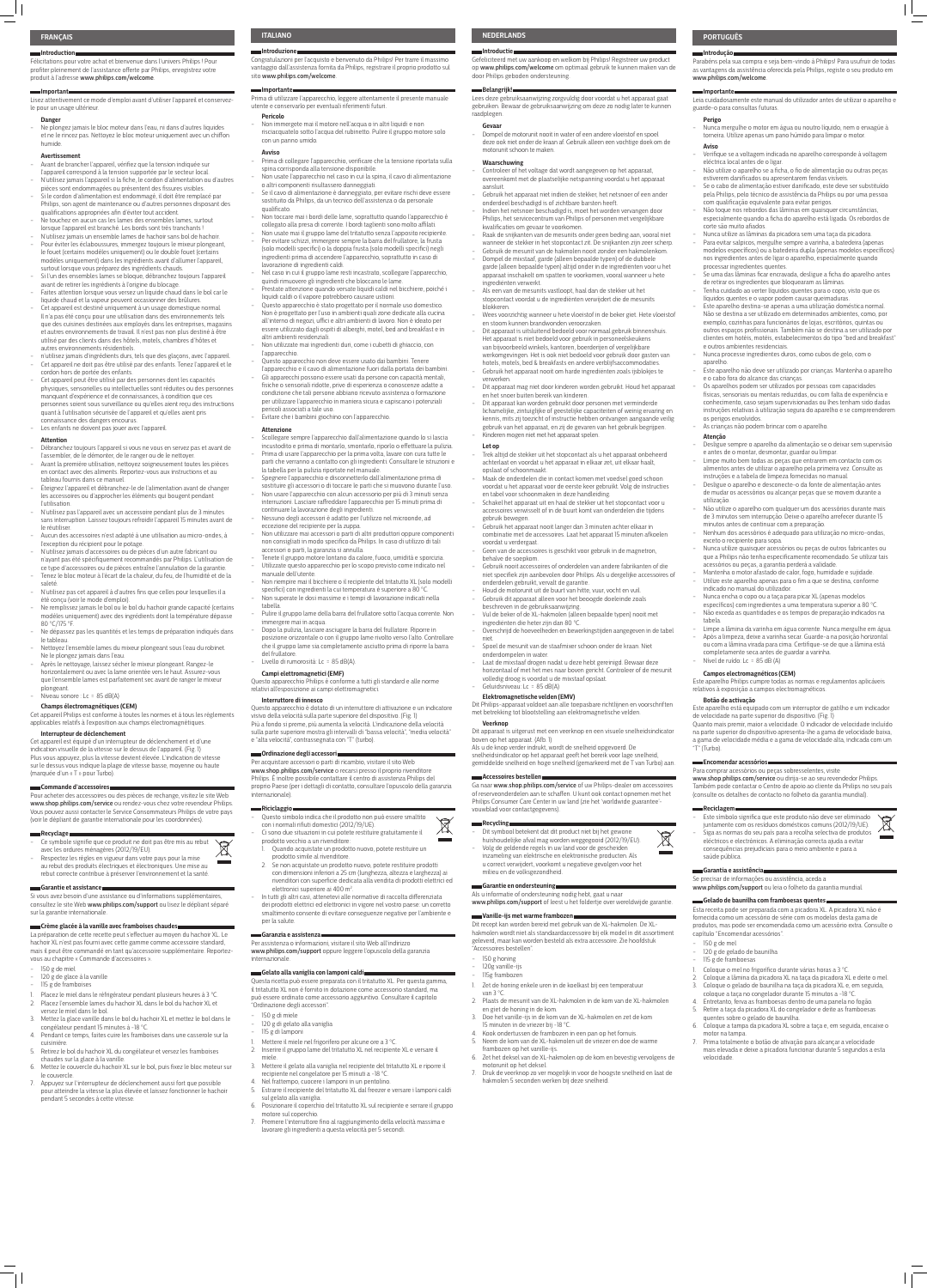## FRANÇAIS

### Introduction

Félicitations pour votre achat et bienvenue dans l'univers Philips ! Pour profiter pleinement de l'assistance offerte par Philips, enregistrez votre produit à l'adresse www.philips.com/welcome.

### Important

Lisez attentivement ce mode d'emploi avant d'utiliser l'appareil et conservez-le pour un usage ultérieur.

#### Danger

- Ne plongez jamais le bloc moteur dans l'eau, ni dans d'autres liquides et ne le rincez pas. Nettoyez le bloc moteur uniquement avec un chiffon humide.

#### Avertissement

- Avant de brancher l'appareil, vérifiez que la tension indiquée sur l'appareil correspond à la tension supportée par le secteur local.
- N'utilisez jamais l'appareil si la fiche, le cordon d'alimentation ou d'autres pièces sont endommagées ou présentent des fissures visibles.
- Si le cordon d'alimentation est endommagé, il doit être remplacé par Philips, son agent de maintenance ou d'autres personnes disposant des qualifications appropriées afin d'éviter tout accident.
- Ne touchez en aucun cas les lames des ensembles lames, surtout lorsque l'appareil est branché. Les bords sont très tranchants !
- N'utilisez jamais un ensemble lames de hachoir sans bol de hachoir.
- Pour éviter les éclaboussures, immergez toujours le mixeur plongeant, le fouet (certains modèles uniquement) ou le double fouet (certains modèles uniquement) dans les ingrédients avant d'allumer l'appareil, surtout lorsque vous préparez des ingrédients chauds.
- Si l'un des ensembles lames se bloque, débranchez toujours l'appareil avant de retirer les ingrédients à l'origine du blocage.
- Faites attention lorsque vous versez un liquide chaud dans le bol car le liquide chaud et la vapeur peuvent occasionner des brûlures.
- Cet appareil est destiné uniquement à un usage domestique normal. Il n'a pas été conçu pour une utilisation dans des environnements tels que des cuisines destinées aux employés dans les entreprises, magasins et autres environnements de travail. Il n'est pas non plus destiné à être utilisé par des clients dans des hôtels, motels, chambres d'hôtes et autres environnements résidentiels.
- N'utilisez jamais d'ingrédients durs, tels que des glaçons, avec l'appareil.
- Cet appareil ne doit pas être utilisé par des enfants. Tenez l'appareil et le cordon hors de portée des enfants.
- Cet appareil peut être utilisé par des personnes dont les capacités physiques, sensorielles ou intellectuelles sont réduites ou des personnes manquant d'expérience et de connaissances, à condition que ces personnes soient sous surveillance ou qu'elles aient reçu des instructions quant à l'utilisation sécurisée de l'appareil et qu'elles aient pris connaissance des dangers encourus.
- Les enfants ne doivent pas jouer avec l'appareil.

#### Attention

- Débranchez toujours l'appareil si vous ne vous en servez pas et avant de l'assembler, de le démonter, de le ranger ou de le nettoyer.
- Avant la première utilisation, nettoyez soigneusement toutes les pièces en contact avec des aliments. Reportez-vous aux instructions et au tableau fournis dans ce manuel.
- Éteignez l'appareil et débranchez-le de l'alimentation avant de changer des accessoires ou d'approcher les éléments qui bougent pendant l'utilisation.
- N'utilisez pas l'appareil avec un accessoire pendant plus de 3 minutes sans interruption. Laissez toujours refroidir l'appareil 15 minutes avant de le réutiliser.
- Aucun des accessoires n'est adapté à une utilisation au micro-ondes, à l'exception du récipient pour le potage.
- N'utilisez jamais d'accessoires ou de pièces d'un autre fabricant ou n'ayant pas été spécifiquement recommandés par Philips. L'utilisation de ce type d'accessoires ou de pièces entraîne l'annulation de la garantie.
- Tenez le bloc moteur à l'écart de la chaleur, du feu, de l'humidité et de la saleté.
- N'utilisez pas cet appareil à d'autres fins que celles pour lesquelles il a été conçu (voir le mode d'emploi).
- Ne remplissez jamais le bol ou le bol du hachoir grande capacité (certains modèles uniquement) avec des ingrédients dont la température dépasse 80 °C/175 °F.
- Ne dépassez pas les quantités et les temps de préparation indiqués dans le tableau.
- Nettoyez l'ensemble lames du mixeur plongeant sous l'eau du robinet. Ne le plongez jamais dans l'eau.
- Après le nettoyage, laissez sécher le mixeur plongeant. Rangez-le horizontalement ou avec la lame orientée vers le haut. Assurez-vous que l'ensemble lames est parfaitement sec avant de ranger le mixeur plongeant.
- Niveau sonore : Lc = 85 dB(A)

#### Champs électromagnétiques (CEM)

Cet appareil Philips est conforme à toutes les normes et à tous les règlements applicables relatifs à l'exposition aux champs électromagnétiques.

#### Interrupteur de déclenchement

Cet appareil est équipé d'un interrupteur de déclenchement et d'une indication visuelle de la vitesse sur le dessus de l'appareil. (Fig. 1) Plus vous appuyez, plus la vitesse devient élevée. L'indication de vitesse sur le dessus vous indique la plage de vitesse basse, moyenne ou haute (marquée d'un « T » pour Turbo).

### Commande d'accessoires

Pour acheter des accessoires ou des pièces de rechange, visitez le site Web www.shop.philips.com/service ou rendez-vous chez votre revendeur Philips. Vous pouvez aussi contacter le Service Consommateurs Philips de votre pays (voir le dépliant de garantie internationale pour les coordonnées).

### Recyclage

- Ce symbole signifie que ce produit ne doit pas être mis au rebut avec les ordures ménagères (2012/19/EU).
- Respectez les règles en vigueur dans votre pays pour la mise au rebut des produits électriques et électroniques. Une mise au rebut correcte contribue à préserver l'environnement et la santé.

### Garantie et assistance

Si vous avez besoin d'une assistance ou d'informations supplémentaires, consultez le site Web www.philips.com/support ou lisez le dépliant séparé sur la garantie internationale.

### Crème glacée à la vanille avec framboises chaudes

La préparation de cette recette peut s'effectuer au moyen du hachoir XL. Le hachoir XL n'est pas fourni avec cette gamme comme accessoire standard, mais il peut être commandé en tant qu'accessoire supplémentaire. Reportez-vous au chapitre « Commande d'accessoires ».

- 150 g de miel
- 120 g de glace à la vanille
- 115 g de framboises

1. Placez le miel dans le réfrigérateur pendant plusieurs heures à 3 °C.
2. Placez l'ensemble lames du hachoir XL dans le bol du hachoir XL et versez le miel dans le bol.
3. Mettez la glace vanille dans le bol du hachoir XL et mettez le bol dans le congélateur pendant 15 minutes à -18 °C.
4. Pendant ce temps, faites cuire les framboises dans une casserole sur la cuisinière.
5. Retirez le bol du hachoir XL du congélateur et versez les framboises chaudes sur la glace à la vanille.
6. Mettez le couvercle du hachoir XL sur le bol, puis fixez le bloc moteur sur le couvercle.
7. Appuyez sur l'interrupteur de déclenchement aussi fort que possible pour atteindre la vitesse la plus élevée et laissez fonctionner le hachoir pendant 5 secondes à cette vitesse.

## ITALIANO

### Introduzione

Congratulazioni per l'acquisto e benvenuto da Philips! Per trarre il massimo vantaggio dall'assistenza fornita da Philips, registrare il proprio prodotto sul sito www.philips.com/welcome.

### Importante

Prima di utilizzare l'apparecchio, leggere attentamente il presente manuale utente e conservarlo per eventuali riferimenti futuri.

#### Pericolo

- Non immergere mai il motore nell'acqua o in altri liquidi e non risciacquatelo sotto l'acqua del rubinetto. Pulire il gruppo motore solo con un panno umido.

#### Avviso

- Prima di collegare l'apparecchio, verificare che la tensione riportata sulla spina corrisponda alla tensione disponibile.
- Non usate l'apparecchio nel caso in cui la spina, il cavo di alimentazione o altri componenti risultassero danneggiati.
- Se il cavo di alimentazione è danneggiato, per evitare rischi deve essere sostituito da Philips, da un centro dell'assistenza o da personale qualificato.
- Non toccare mai i bordi delle lame, soprattutto quando l'apparecchio è collegato alla presa di corrente. I bordi taglienti sono molto affilati.
- Non usate mai il gruppo lame del tritatutto senza l'apposito recipiente.
- Per evitare schizzi, immergere sempre la barra del frullatore, la frusta (solo modelli specifici) o la doppia frusta (solo modelli specifici) negli ingredienti prima di accendere l'apparecchio, soprattutto in caso di lavorazione di ingredienti caldi.
- Nel caso in cui il gruppo lame resti incastrato, scollegare l'apparecchio, quindi rimuovere gli ingredienti che bloccano le lame.
- Prestate attenzione quando versate liquidi caldi nel bicchiere, poiché i liquidi caldi o il vapore potrebbero causare ustioni.
- Questo apparecchio è stato progettato per il normale uso domestico. Non è progettato per l'uso in ambienti quali zone dedicate alla cucina all'interno di negozi, uffici e altri ambienti di lavoro. Non è ideato per essere utilizzato dagli ospiti di alberghi, motel, bed and breakfast e in altri ambienti residenziali.
- Non utilizzate mai ingredienti duri, come i cubetti di ghiaccio, con l'apparecchio.
- Questo apparecchio non deve essere usato dai bambini. Tenere l'apparecchio e il cavo di alimentazione fuori dalla portata dei bambini.
- Gli apparecchi possono essere usati da persone con capacità mentali, fisiche o sensoriali ridotte, prive di esperienza o conoscenze adatte a condizione che tali persone abbiano ricevuto assistenza o formazione per utilizzare l'apparecchio in maniera sicura e capiscano i potenziali pericoli associati a tale uso.
- Evitare che i bambini giochino con l'apparecchio.

#### Attenzione

- Scollegare sempre l'apparecchio dall'alimentazione quando lo si lascia incustodito e prima di montarlo, smontarlo, riporlo o effettuare la pulizia.
- Prima di usare l'apparecchio per la prima volta, lavate con cura tutte le parti che verranno a contatto con gli ingredienti. Consultare le istruzioni e la tabella per la pulizia riportate nel manuale.
- Spegnere l'apparecchio e disinserirlo dall'alimentazione prima di sostituire gli accessori o di toccare le parti che si muovono durante l'uso.
- Non usare l'apparecchio con alcun accessorio per più di 3 minuti senza interruzioni. Lasciar raffreddare l'apparecchio per 15 minuti prima di continuare la lavorazione degli ingredienti.
- Nessuno degli accessori è adatto per l'utilizzo nel microonde, ad eccezione del recipiente per la zuppa.
- Non utilizzare mai accessori o parti di altri produttori oppure componenti non consigliati in modo specifico da Philips. In caso di utilizzo di tali accessori o parti, la garanzia si annulla.
- Tenete il gruppo motore lontano da calore, fuoco, umidità e sporcizia.
- Utilizzate questo apparecchio per lo scopo previsto come indicato nel manuale dell'utente.
- Non riempire mai il bicchiere o il recipiente del tritatutto XL (solo modelli specifici) con ingredienti la cui temperatura è superiore a 80 °C.
- Non superate le dosi massime e i tempi di lavorazione indicati nella tabella.
- Pulire il gruppo lame della barra del frullatore sotto l'acqua corrente. Non immergere mai in acqua.
- Dopo la pulizia, lasciare asciugare la barra del frullatore. Riporre in posizione orizzontale o con il gruppo lame rivolto verso l'alto. Controllare che il gruppo lame sia completamente asciutto prima di riporre la barra del frullatore.
- Livello di rumorosità: Lc = 85 dB(A)

#### Campi elettromagnetici (EMF)

Questo apparecchio Philips è conforme a tutti gli standard e alle norme relativi all'esposizione ai campi elettromagnetici.

#### Interruttore di innesco

Questo apparecchio è dotato di un interruttore di attivazione e un indicatore visivo della velocità sulla parte superiore del dispositivo. (Fig. 1) Più a fondo si preme, più aumenta la velocità. L'indicazione della velocità sulla parte superiore mostra gli intervalli di "bassa velocità", "media velocità" e "alta velocità", contrassegnata con "T" (turbo).

### Ordinazione degli accessori

Per acquistare accessori o parti di ricambio, visitare il sito Web www.shop.philips.com/service o recarsi presso il proprio rivenditore Philips. È inoltre possibile contattare il centro di assistenza Philips del proprio Paese (per i dettagli di contatto, consultare l'opuscolo della garanzia internazionale).

### Riciclaggio

- Questo simbolo indica che il prodotto non può essere smaltito con i normali rifiuti domestici (2012/19/UE).
- Ci sono due situazioni in cui potrete restituire gratuitamente il prodotto vecchio a un rivenditore:
  1. Quando acquistate un prodotto nuovo, potete restituire un prodotto simile al rivenditore.
  2. Se non acquistate un prodotto nuovo, potete restituire prodotti con dimensioni inferiori a 25 cm (lunghezza, altezza e larghezza) ai rivenditori con superficie dedicata alla vendita di prodotti elettrici ed elettronici superiore ai 400 m².
- In tutti gli altri casi, attenetevi alle normative di raccolta differenziata dei prodotti elettrici ed elettronici in vigore nel vostro paese: un corretto smaltimento consente di evitare conseguenze negative per l'ambiente e per la salute.

### Garanzia e assistenza

Per assistenza o informazioni, visitare il sito Web all'indirizzo www.philips.com/support oppure leggere l'opuscolo della garanzia internazionale.

### Gelato alla vaniglia con lamponi caldi

Questa ricetta può essere preparata con il tritatutto XL. Per questa gamma, il tritatutto XL non è fornito in dotazione come accessorio standard, ma può essere ordinato come accessorio aggiuntivo. Consultare il capitolo "Ordinazione degli accessori".

- 150 g di miele
- 120 g di gelato alla vaniglia
- 115 g di lamponi

1. Mettere il miele nel frigorifero per alcune ore a 3 °C.
2. Inserire il gruppo lame del tritatutto XL nel recipiente XL e versare il miele.
3. Mettere il gelato alla vaniglia nel recipiente del tritatutto XL e riporre il recipiente nel congelatore per 15 minuti a -18 °C.
4. Nel frattempo, cuocere i lamponi in un pentolino.
5. Estrarre il recipiente del tritatutto XL dal freezer e versare i lamponi caldi sul gelato alla vaniglia.
6. Posizionare il coperchio del tritatutto XL sul recipiente e serrare il gruppo motore sul coperchio.
7. Premere l'interruttore fino al raggiungimento della velocità massima e lavorare gli ingredienti a questa velocità per 5 secondi.

## NEDERLANDS

### Introductie

Gefeliciteerd met uw aankoop en welkom bij Philips! Registreer uw product op www.philips.com/welcome om optimaal gebruik te kunnen maken van de door Philips geboden ondersteuning.

### Belangrijk!

Lees deze gebruiksaanwijzing zorgvuldig door voordat u het apparaat gaat gebruiken. Bewaar de gebruiksaanwijzing om deze zo nodig later te kunnen raadplegen.

#### Gevaar

- Dompel de motorunit nooit in water of een andere vloeistof en spoel deze ook niet onder de kraan af. Gebruik alleen een vochtige doek om de motorunit schoon te maken.

#### Waarschuwing

- Controleer of het voltage dat wordt aangegeven op het apparaat, overeenkomt met de plaatselijke netspanning voordat u het apparaat aansluit.
- Gebruik het apparaat niet indien de stekker, het netsnoer of een ander onderdeel beschadigd is of zichtbare barsten heeft.
- Indien het netsnoer beschadigd is, moet het worden vervangen door Philips, het servicecentrum van Philips of personen met vergelijkbare kwalificaties om gevaar te voorkomen.
- Raak de snijranden van de mesunits onder geen beding aan, vooral niet wanneer de stekker in het stopcontact zit. De snijkanten zijn zeer scherp.
- Gebruik de mesunit van de hakmolen nooit zonder een hakmolenkom.
- Dompel de mixstaaf, garde (alleen bepaalde typen) of de dubbele garde (alleen bepaalde typen) altijd onder in de ingrediënten voor u het apparaat inschakelt om spatten te voorkomen, vooral wanneer u hete ingrediënten verwerkt.
- Als een van de mesunits vastloopt, haal dan de stekker uit het stopcontact voordat u de ingrediënten verwijdert die de mesunits blokkeren.
- Wees voorzichtig wanneer u hete vloeistof in de beker giet. Hete vloeistof en stoom kunnen brandwonden veroorzaken.
- Dit apparaat is uitsluitend bedoeld voor normaal gebruik binnenshuis. Het apparaat is niet bedoeld voor gebruik in personeelskeukens van bijvoorbeeld winkels, kantoren, boerderijen of vergelijkbare werkomgevingen. Het is ook niet bedoeld voor gebruik door gasten van hotels, motels, bed & breakfasts en andere verblijfsaccommodaties.
- Gebruik het apparaat nooit om harde ingrediënten zoals ijsblokjes te verwerken.
- Dit apparaat mag niet door kinderen worden gebruikt. Houd het apparaat en het snoer buiten bereik van kinderen.
- Dit apparaat kan worden gebruikt door personen met verminderde lichamelijke, zintuiglijke of geestelijke capaciteiten of weinig ervaring en kennis, mits zij toezicht of instructie hebben ontvangen aangaande veilig gebruik van het apparaat, en zij de gevaren van het gebruik begrijpen.
- Kinderen mogen niet met het apparaat spelen.

#### Let op

- Trek altijd de stekker uit het stopcontact als u het apparaat onbeheerd achterlaat en voordat u het apparaat in elkaar zet, uit elkaar haalt, opslaat of schoonmaakt.
- Maak de onderdelen die in contact komen met voedsel goed schoon voordat u het apparaat voor de eerste keer gebruikt. Volg de instructies en tabel voor schoonmaken in deze handleiding.
- Schakel het apparaat uit en haal de stekker uit het stopcontact voor u accessoires verwisselt of in de buurt komt van onderdelen die tijdens gebruik bewegen.
- Gebruik het apparaat nooit langer dan 3 minuten achter elkaar in combinatie met de accessoires. Laat het apparaat 15 minuten afkoelen voordat u verdergaat.
- Geen van de accessoires is geschikt voor gebruik in de magnetron, behalve de soepkom.
- Gebruik nooit accessoires of onderdelen van andere fabrikanten of die niet specifiek zijn aanbevolen door Philips. Als u dergelijke accessoires of onderdelen gebruikt, vervalt de garantie.
- Houd de motorunit uit de buurt van hitte, vuur, vocht en vuil.
- Gebruik dit apparaat alleen voor het beoogde doeleinde zoals beschreven in de gebruiksaanwijzing.
- Vul de beker of de XL-hakmolen (alleen bepaalde typen) nooit met ingrediënten die heter zijn dan 80 °C.
- Overschrijd de hoeveelheden en bewerkingstijden aangegeven in de tabel niet.
- Spoel de mesunit van de staafmixer schoon onder de kraan. Niet onderdompelen in water.
- Laat de mixstaaf drogen nadat u deze hebt gereinigd. Bewaar deze horizontaal of met het mes naar boven gericht. Controleer of de mesunit volledig droog is voordat u de mixstaaf opslaat.
- Geluidsniveau: Lc = 85 dB(A)

#### Elektromagnetische velden (EMV)

Dit Philips-apparaat voldoet aan alle toepasbare richtlijnen en voorschriften met betrekking tot blootstelling aan elektromagnetische velden.

#### Veerknop

Dit apparaat is uitgerust met een veerknop en een visuele snelheidsindicator boven op het apparaat. (Afb. 1)
Als u de knop verder indrukt, wordt de snelheid opgevoerd. De snelheidsindicator op het apparaat geeft het bereik voor lage snelheid, gemiddelde snelheid en hoge snelheid (gemarkeerd met de T van Turbo) aan.

### Accessoires bestellen

Ga naar www.shop.philips.com/service of uw Philips-dealer om accessoires of reserveonderdelen aan te schaffen. U kunt ook contact opnemen met het Philips Consumer Care Center in uw land (zie het 'worldwide guarantee'-vouwblad voor contactgegevens).

### Recycling

- Dit symbool betekent dat dit product niet bij het gewone huishoudelijke afval mag worden weggegooid (2012/19/EU).
- Volg de geldende regels in uw land voor de gescheiden inzameling van elektrische en elektronische producten. Als u correct verwijdert, voorkomt u negatieve gevolgen voor het milieu en de volksgezondheid.

### Garantie en ondersteuning

Als u informatie of ondersteuning nodig hebt, gaat u naar www.philips.com/support of leest u het folder over wereldwijde garantie.

### Vanille-ijs met warme frambozen

Dit recept kan worden bereid met gebruik van de XL-hakmolen. De XL-hakmolen wordt niet als standaardaccessoire bij elk model in dit assortiment geleverd, maar kan worden besteld als extra accessoire. Zie hoofdstuk "Accessoires bestellen".

- 150 g honing
- 120g vanille-ijs
- 115g frambozen

1. Zet de honing enkele uren in de koelkast bij een temperatuur van 3 °C.
2. Plaats de mesunit van de XL-hakmolen in de kom van de XL-hakmolen en giet de honing in de kom.
3. Doe het vanille-ijs in de kom van de XL-hakmolen en zet de kom 15 minuten in de vriezer bij -18 °C.
4. Kook ondertussen de frambozen in een pan op het fornuis.
5. Neem de kom van de XL-hakmolen uit de vriezer en doe de warme frambozen op het vanille-ijs.
6. Zet het deksel van de XL-hakmolen op de kom en bevestig vervolgens de motorunit op het deksel.
7. Druk de veerknop zo ver mogelijk in voor de hoogste snelheid en laat de hakmolen 5 seconden werken bij deze snelheid.

## PORTUGUÊS

### Introdução

Parabéns pela sua compra e seja bem-vindo à Philips! Para usufruir de todas as vantagens da assistência oferecida pela Philips, registe o seu produto em www.philips.com/welcome.

### Importante

Leia cuidadosamente este manual do utilizador antes de utilizar o aparelho e guarde-o para consultas futuras.

#### Perigo

- Nunca mergulhe o motor em água ou noutro líquido, nem o enxagúe à torneira. Utilize apenas um pano húmido para limpar o motor.

#### Aviso

- Verifique se a voltagem indicada no aparelho corresponde à voltagem eléctrica local antes de o ligar.
- Não utilize o aparelho se a ficha, o fio de alimentação ou outras peças estiverem danificados ou apresentarem fendas visíveis.
- Se o cabo de alimentação estiver danificado, este deve ser substituído pela Philips, pela técnica de assistência da Philips ou por uma pessoa com qualificação equivalente para evitar perigos.
- Não toque nos rebordos das lâminas em quaisquer circunstâncias, especialmente quando a ficha do aparelho está ligada. Os rebordos de corte são muito afiados.
- Nunca utilize as lâminas da picadora sem uma taça da picadora.
- Para evitar salpicos, mergulhe sempre a varinha, a batedeira (apenas modelos específicos) ou a batedeira dupla (apenas modelos específicos) nos ingredientes antes de ligar o aparelho, especialmente quando processar ingredientes quentes.
- Se uma das lâminas ficar encravada, desligue a ficha do aparelho antes de retirar os ingredientes que bloquearam as lâminas.
- Tenha cuidado ao verter líquidos quentes para o copo, visto que os líquidos quentes e o vapor podem causar queimaduras.
- Este aparelho destina-se apenas a uma utilização doméstica normal. Não se destina a ser utilizado em determinados ambientes, como, por exemplo, cozinhas para funcionários de lojas, escritórios, quintas ou outros espaços profissionais. Também não se destina a ser utilizado por clientes em hotéis, motéis, estabelecimentos do tipo "bed and breakfast" e outros ambientes residenciais.
- Nunca processe ingredientes duros, como cubos de gelo, com o aparelho.
- Este aparelho não deve ser utilizado por crianças. Mantenha o aparelho e o cabo fora do alcance das crianças.
- Os aparelhos podem ser utilizados por pessoas com capacidades físicas, sensoriais ou mentais reduzidas, ou com falta de experiência e conhecimento, caso sejam supervisionadas ou lhes tenham sido dadas instruções relativas à utilização segura do aparelho e se compreenderem os perigos envolvidos.
- As crianças não podem brincar com o aparelho.

#### Atenção

- Desligue sempre o aparelho da alimentação se o deixar sem supervisão e antes de o montar, desmontar, guardar ou limpar.
- Limpe muito bem todas as peças que entrarem em contacto com os alimentos antes de utilizar o aparelho pela primeira vez. Consulte as instruções e a tabela de limpeza fornecidas no manual.
- Desligue o aparelho e desconecte-o da fonte de alimentação antes de mudar os acessórios ou alcançar peças que se movem durante a utilização.
- Não utilize o aparelho com qualquer um dos acessórios durante mais de 3 minutos sem interrupção. Deixe o aparelho arrefecer durante 15 minutos antes de continuar com a preparação.
- Nenhum dos acessórios é adequado para utilização no micro-ondas, exceto o recipiente para sopa.
- Nunca utilize quaisquer acessórios ou peças de outros fabricantes ou que a Philips não tenha especificamente recomendado. Se utilizar tais acessórios ou peças, a garantia perderá a validade.
- Mantenha o motor afastado de calor, fogo, humidade e sujidade.
- Utilize este aparelho apenas para o fim a que se destina, conforme indicado no manual do utilizador.
- Nunca encha o copo ou a taça para picar XL (apenas modelos específicos) com ingredientes a uma temperatura superior a 80 °C.
- Não exceda as quantidades e os tempos de preparação indicados na tabela.
- Limpe a lâmina da varinha em água corrente. Nunca mergulhe em água.
- Após a limpeza, deixe a varinha secar. Guarde-a na posição horizontal ou com a lâmina virada para cima. Certifique-se de que a lâmina está completamente seca antes de guardar a varinha.
- Nível de ruído: Lc = 85 dB (A)

#### Campos electromagnéticos (CEM)

Este aparelho Philips cumpre todas as normas e regulamentos aplicáveis relativos à exposição a campos electromagnéticos.

#### Botão de activação

Este aparelho está equipado com um interruptor de gatilho e um indicador de velocidade na parte superior do dispositivo. (Fig. 1)
Quanto mais premir, maior a velocidade. O indicador de velocidade incluído na parte superior do dispositivo apresenta-lhe a gama de velocidade baixa, a gama de velocidade média e a gama de velocidade alta, indicada com um "T" (Turbo).

### Encomendar acessórios

Para comprar acessórios ou peças sobresselentes, visite www.shop.philips.com/service ou dirija-se ao seu revendedor Philips. Também pode contactar o Centro de Apoio ao Cliente da Philips no seu país (consulte os detalhes de contacto no folheto da garantia mundial).

### Reciclagem

- Este símbolo significa que este produto não deve ser eliminado juntamente com os resíduos domésticos comuns (2012/19/UE).
- Siga as normas do seu país para a recolha selectiva de produtos eléctricos e electrónicos. A eliminação correcta ajuda a evitar consequências prejudiciais para o meio ambiente e para a saúde pública.

### Garantia e assistência

Se precisar de informações ou assistência, aceda a www.philips.com/support ou leia o folheto da garantia mundial.

### Gelado de baunilha com framboesas quentes

Esta receita pode ser preparada com a picadora XL. A picadora XL não é fornecida como um acessório de série com os modelos desta gama de produtos, mas pode ser encomendada como um acessório extra. Consulte o capítulo "Encomendar acessórios".

- 150 g de mel
- 120 g de gelado de baunilha
- 115 g de framboesas

1. Coloque o mel no frigorífico durante várias horas a 3 °C.
2. Coloque a lâmina da picadora XL na taça da picadora XL e deite o mel.
3. Coloque o gelado de baunilha na taça da picadora XL e, em seguida, coloque a taça no congelador durante 15 minutos a -18 °C.
4. Entretanto, ferva as framboesas dentro de uma panela no fogão.
5. Retire a taça da picadora XL do congelador e deite as framboesas quentes sobre o gelado de baunilha.
6. Coloque a tampa da picadora XL sobre a taça e, em seguida, encaixe o motor na tampa.
7. Prima totalmente o botão de ativação para alcançar a velocidade mais elevada e deixe a picadora funcionar durante 5 segundos a esta velocidade.